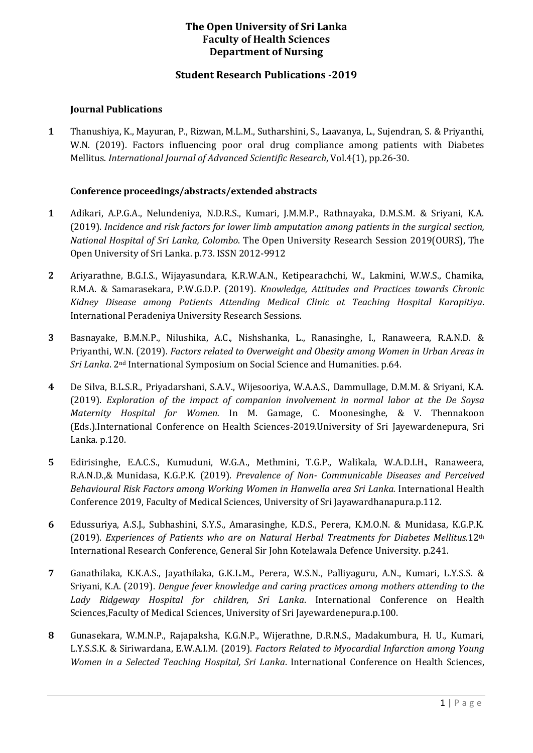# The Open University of Sri Lanka
# Faculty of Health Sciences
# Department of Nursing

## Student Research Publications -2019

### Journal Publications

**1** Thanushiya, K., Mayuran, P., Rizwan, M.L.M., Sutharshini, S., Laavanya, L., Sujendran, S. & Priyanthi, W.N. (2019). Factors influencing poor oral drug compliance among patients with Diabetes Mellitus. *International Journal of Advanced Scientific Research*, Vol.4(1), pp.26-30.

### Conference proceedings/abstracts/extended abstracts

**1** Adikari, A.P.G.A., Nelundeniya, N.D.R.S., Kumari, J.M.M.P., Rathnayaka, D.M.S.M. & Sriyani, K.A. (2019). *Incidence and risk factors for lower limb amputation among patients in the surgical section, National Hospital of Sri Lanka, Colombo*. The Open University Research Session 2019(OURS), The Open University of Sri Lanka. p.73. ISSN 2012-9912

**2** Ariyarathne, B.G.I.S., Wijayasundara, K.R.W.A.N., Ketipearachchi, W., Lakmini, W.W.S., Chamika, R.M.A. & Samarasekara, P.W.G.D.P. (2019). *Knowledge, Attitudes and Practices towards Chronic Kidney Disease among Patients Attending Medical Clinic at Teaching Hospital Karapitiya*. International Peradeniya University Research Sessions.

**3** Basnayake, B.M.N.P., Nilushika, A.C., Nishshanka, L., Ranasinghe, I., Ranaweera, R.A.N.D. & Priyanthi, W.N. (2019). *Factors related to Overweight and Obesity among Women in Urban Areas in Sri Lanka*. 2nd International Symposium on Social Science and Humanities. p.64.

**4** De Silva, B.L.S.R., Priyadarshani, S.A.V., Wijesooriya, W.A.A.S., Dammullage, D.M.M. & Sriyani, K.A. (2019). *Exploration of the impact of companion involvement in normal labor at the De Soysa Maternity Hospital for Women.* In M. Gamage, C. Moonesinghe, & V. Thennakoon (Eds.).International Conference on Health Sciences-2019.University of Sri Jayewardenepura, Sri Lanka. p.120.

**5** Edirisinghe, E.A.C.S., Kumuduni, W.G.A., Methmini, T.G.P., Walikala, W.A.D.I.H., Ranaweera, R.A.N.D.,& Munidasa, K.G.P.K. (2019). *Prevalence of Non- Communicable Diseases and Perceived Behavioural Risk Factors among Working Women in Hanwella area Sri Lanka.* International Health Conference 2019, Faculty of Medical Sciences, University of Sri Jayawardhanapura.p.112.

**6** Edussuriya, A.S.J., Subhashini, S.Y.S., Amarasinghe, K.D.S., Perera, K.M.O.N. & Munidasa, K.G.P.K. (2019). *Experiences of Patients who are on Natural Herbal Treatments for Diabetes Mellitus.*12th International Research Conference, General Sir John Kotelawala Defence University. p.241.

**7** Ganathilaka, K.K.A.S., Jayathilaka, G.K.L.M., Perera, W.S.N., Palliyaguru, A.N., Kumari, L.Y.S.S. & Sriyani, K.A. (2019). *Dengue fever knowledge and caring practices among mothers attending to the Lady Ridgeway Hospital for children, Sri Lanka*. International Conference on Health Sciences,Faculty of Medical Sciences, University of Sri Jayewardenepura.p.100.

**8** Gunasekara, W.M.N.P., Rajapaksha, K.G.N.P., Wijerathne, D.R.N.S., Madakumbura, H. U., Kumari, L.Y.S.S.K. & Siriwardana, E.W.A.I.M. (2019). *Factors Related to Myocardial Infarction among Young Women in a Selected Teaching Hospital, Sri Lanka*. International Conference on Health Sciences,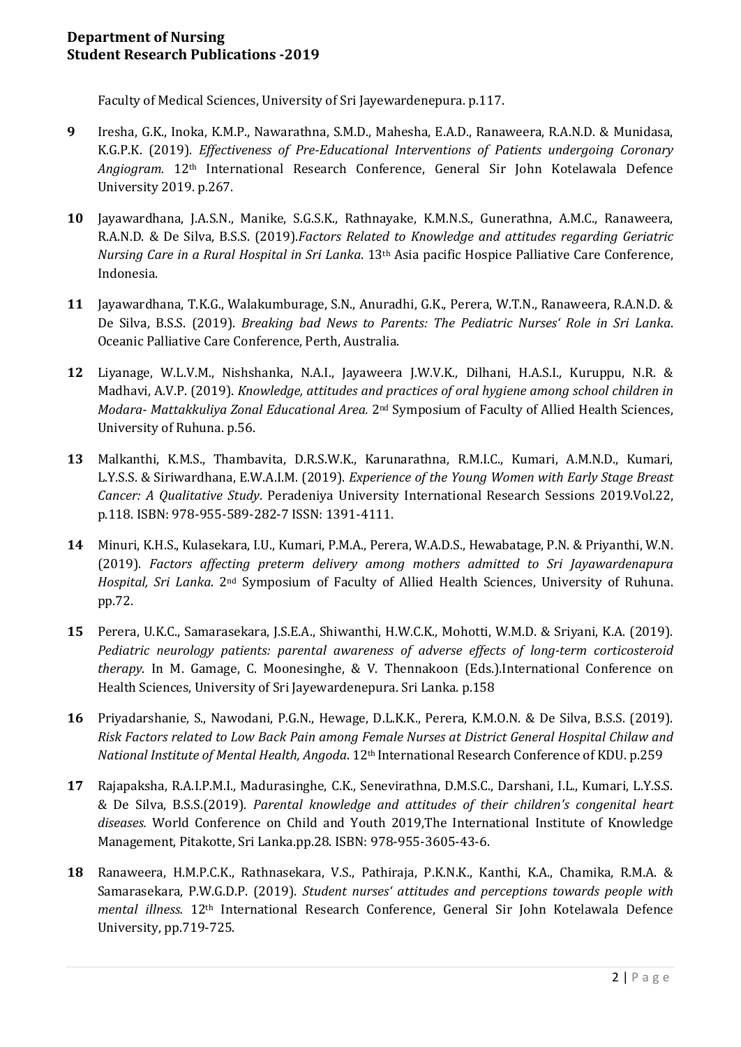Faculty of Medical Sciences, University of Sri Jayewardenepura. p.117.

**9** Iresha, G.K., Inoka, K.M.P., Nawarathna, S.M.D., Mahesha, E.A.D., Ranaweera, R.A.N.D. & Munidasa, K.G.P.K. (2019). *Effectiveness of Pre-Educational Interventions of Patients undergoing Coronary Angiogram.* 12th International Research Conference, General Sir John Kotelawala Defence University 2019. p.267.

**10** Jayawardhana, J.A.S.N., Manike, S.G.S.K., Rathnayake, K.M.N.S., Gunerathna, A.M.C., Ranaweera, R.A.N.D. & De Silva, B.S.S. (2019).*Factors Related to Knowledge and attitudes regarding Geriatric Nursing Care in a Rural Hospital in Sri Lanka*. 13th Asia pacific Hospice Palliative Care Conference, Indonesia.

**11** Jayawardhana, T.K.G., Walakumburage, S.N., Anuradhi, G.K., Perera, W.T.N., Ranaweera, R.A.N.D. & De Silva, B.S.S. (2019). *Breaking bad News to Parents: The Pediatric Nurses' Role in Sri Lanka*. Oceanic Palliative Care Conference, Perth, Australia.

**12** Liyanage, W.L.V.M., Nishshanka, N.A.I., Jayaweera J.W.V.K., Dilhani, H.A.S.I., Kuruppu, N.R. & Madhavi, A.V.P. (2019). *Knowledge, attitudes and practices of oral hygiene among school children in Modara- Mattakkuliya Zonal Educational Area.* 2nd Symposium of Faculty of Allied Health Sciences, University of Ruhuna. p.56.

**13** Malkanthi, K.M.S., Thambavita, D.R.S.W.K., Karunarathna, R.M.I.C., Kumari, A.M.N.D., Kumari, L.Y.S.S. & Siriwardhana, E.W.A.I.M. (2019). *Experience of the Young Women with Early Stage Breast Cancer: A Qualitative Study*. Peradeniya University International Research Sessions 2019.Vol.22, p.118. ISBN: 978-955-589-282-7 ISSN: 1391-4111.

**14** Minuri, K.H.S., Kulasekara, I.U., Kumari, P.M.A., Perera, W.A.D.S., Hewabatage, P.N. & Priyanthi, W.N. (2019). *Factors affecting preterm delivery among mothers admitted to Sri Jayawardenapura Hospital, Sri Lanka*. 2nd Symposium of Faculty of Allied Health Sciences, University of Ruhuna. pp.72.

**15** Perera, U.K.C., Samarasekara, J.S.E.A., Shiwanthi, H.W.C.K., Mohotti, W.M.D. & Sriyani, K.A. (2019). *Pediatric neurology patients: parental awareness of adverse effects of long-term corticosteroid therapy*. In M. Gamage, C. Moonesinghe, & V. Thennakoon (Eds.).International Conference on Health Sciences, University of Sri Jayewardenepura. Sri Lanka. p.158

**16** Priyadarshanie, S., Nawodani, P.G.N., Hewage, D.L.K.K., Perera, K.M.O.N. & De Silva, B.S.S. (2019). *Risk Factors related to Low Back Pain among Female Nurses at District General Hospital Chilaw and National Institute of Mental Health, Angoda*. 12th International Research Conference of KDU. p.259

**17** Rajapaksha, R.A.I.P.M.I., Madurasinghe, C.K., Senevirathna, D.M.S.C., Darshani, I.L., Kumari, L.Y.S.S. & De Silva, B.S.S.(2019). *Parental knowledge and attitudes of their children's congenital heart diseases.* World Conference on Child and Youth 2019,The International Institute of Knowledge Management, Pitakotte, Sri Lanka.pp.28. ISBN: 978-955-3605-43-6.

**18** Ranaweera, H.M.P.C.K., Rathnasekara, V.S., Pathiraja, P.K.N.K., Kanthi, K.A., Chamika, R.M.A. & Samarasekara, P.W.G.D.P. (2019). *Student nurses' attitudes and perceptions towards people with mental illness.* 12th International Research Conference, General Sir John Kotelawala Defence University, pp.719-725.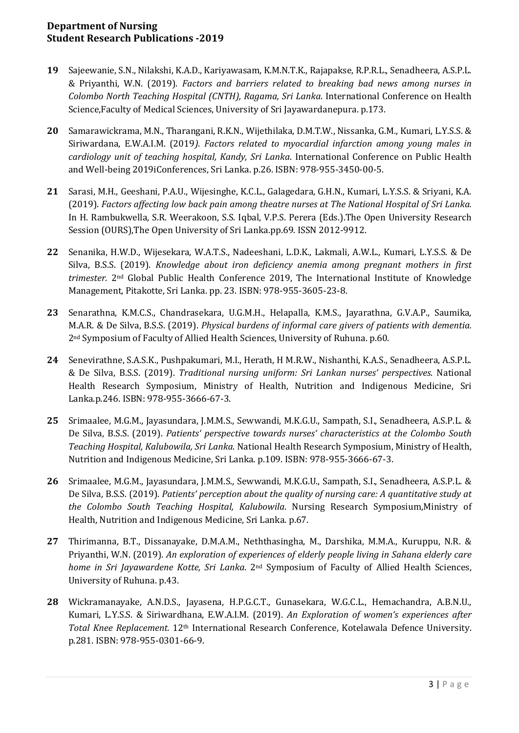**Department of Nursing**
**Student Research Publications -2019**

**19** Sajeewanie, S.N., Nilakshi, K.A.D., Kariyawasam, K.M.N.T.K., Rajapakse, R.P.R.L., Senadheera, A.S.P.L. & Priyanthi, W.N. (2019). *Factors and barriers related to breaking bad news among nurses in Colombo North Teaching Hospital (CNTH), Ragama, Sri Lanka*. International Conference on Health Science,Faculty of Medical Sciences, University of Sri Jayawardanepura. p.173.

**20** Samarawickrama, M.N., Tharangani, R.K.N., Wijethilaka, D.M.T.W., Nissanka, G.M., Kumari, L.Y.S.S. & Siriwardana, E.W.A.I.M. (2019*). Factors related to myocardial infarction among young males in cardiology unit of teaching hospital, Kandy, Sri Lanka*. International Conference on Public Health and Well-being 2019iConferences, Sri Lanka. p.26. ISBN: 978-955-3450-00-5.

**21** Sarasi, M.H., Geeshani, P.A.U., Wijesinghe, K.C.L., Galagedara, G.H.N., Kumari, L.Y.S.S. & Sriyani, K.A. (2019). *Factors affecting low back pain among theatre nurses at The National Hospital of Sri Lanka.* In H. Rambukwella, S.R. Weerakoon, S.S. Iqbal, V.P.S. Perera (Eds.).The Open University Research Session (OURS),The Open University of Sri Lanka.pp.69. ISSN 2012-9912.

**22** Senanika, H.W.D., Wijesekara, W.A.T.S., Nadeeshani, L.D.K., Lakmali, A.W.L., Kumari, L.Y.S.S. & De Silva, B.S.S. (2019). *Knowledge about iron deficiency anemia among pregnant mothers in first trimester.* 2nd Global Public Health Conference 2019, The International Institute of Knowledge Management, Pitakotte, Sri Lanka. pp. 23. ISBN: 978-955-3605-23-8.

**23** Senarathna, K.M.C.S., Chandrasekara, U.G.M.H., Helapalla, K.M.S., Jayarathna, G.V.A.P., Saumika, M.A.R. & De Silva, B.S.S. (2019). *Physical burdens of informal care givers of patients with dementia.* 2nd Symposium of Faculty of Allied Health Sciences, University of Ruhuna. p.60.

**24** Senevirathne, S.A.S.K., Pushpakumari, M.I., Herath, H M.R.W., Nishanthi, K.A.S., Senadheera, A.S.P.L. & De Silva, B.S.S. (2019). *Traditional nursing uniform: Sri Lankan nurses' perspectives*. National Health Research Symposium, Ministry of Health, Nutrition and Indigenous Medicine, Sri Lanka.p.246. ISBN: 978-955-3666-67-3.

**25** Srimaalee, M.G.M., Jayasundara, J.M.M.S., Sewwandi, M.K.G.U., Sampath, S.I., Senadheera, A.S.P.L. & De Silva, B.S.S. (2019). *Patients' perspective towards nurses' characteristics at the Colombo South Teaching Hospital, Kalubowila, Sri Lanka*. National Health Research Symposium, Ministry of Health, Nutrition and Indigenous Medicine, Sri Lanka. p.109. ISBN: 978-955-3666-67-3.

**26** Srimaalee, M.G.M., Jayasundara, J.M.M.S., Sewwandi, M.K.G.U., Sampath, S.I., Senadheera, A.S.P.L. & De Silva, B.S.S. (2019). *Patients' perception about the quality of nursing care: A quantitative study at the Colombo South Teaching Hospital, Kalubowila*. Nursing Research Symposium,Ministry of Health, Nutrition and Indigenous Medicine, Sri Lanka. p.67.

**27** Thirimanna, B.T., Dissanayake, D.M.A.M., Neththasingha, M., Darshika, M.M.A., Kuruppu, N.R. & Priyanthi, W.N. (2019). *An exploration of experiences of elderly people living in Sahana elderly care home in Sri Jayawardene Kotte, Sri Lanka*. 2nd Symposium of Faculty of Allied Health Sciences, University of Ruhuna. p.43.

**28** Wickramanayake, A.N.D.S., Jayasena, H.P.G.C.T., Gunasekara, W.G.C.L., Hemachandra, A.B.N.U., Kumari, L.Y.S.S. & Siriwardhana, E.W.A.I.M. (2019). *An Exploration of women's experiences after Total Knee Replacement.* 12th International Research Conference, Kotelawala Defence University. p.281. ISBN: 978-955-0301-66-9.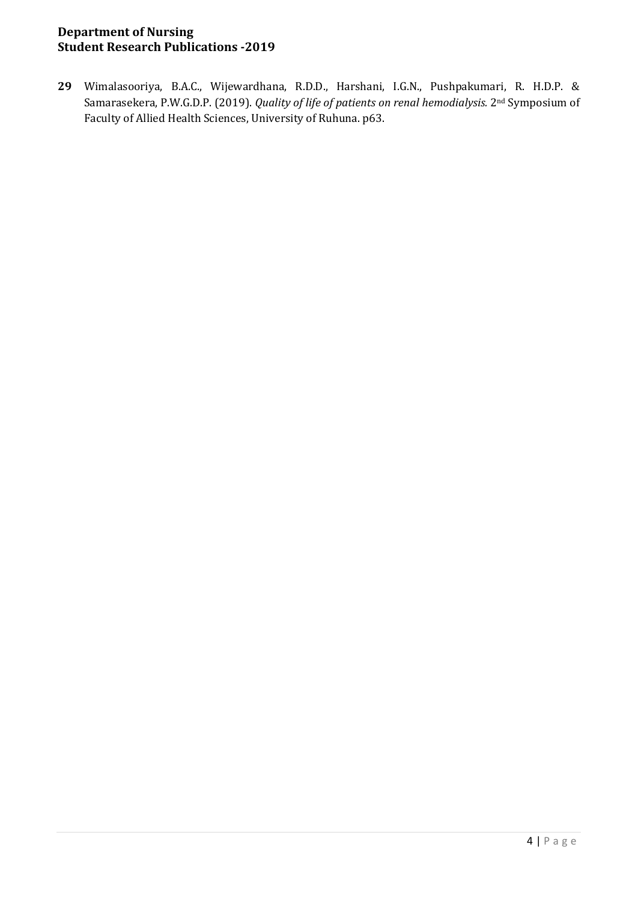29 Wimalasooriya, B.A.C., Wijewardhana, R.D.D., Harshani, I.G.N., Pushpakumari, R. H.D.P. & Samarasekera, P.W.G.D.P. (2019). *Quality of life of patients on renal hemodialysis.* 2nd Symposium of Faculty of Allied Health Sciences, University of Ruhuna. p63.